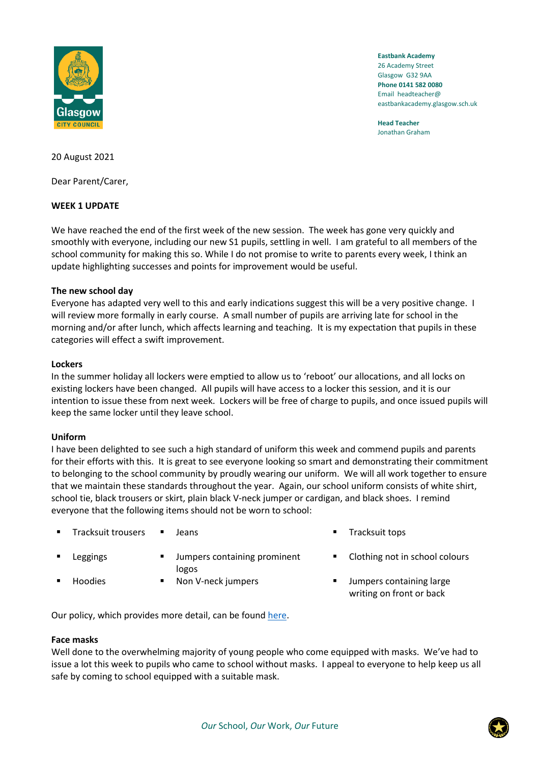**Eastbank Academy**
26 Academy Street
Glasgow G32 9AA
**Phone 0141 582 0080**
Email headteacher@eastbankacademy.glasgow.sch.uk

**Head Teacher**
Jonathan Graham

20 August 2021

Dear Parent/Carer,

**WEEK 1 UPDATE**

We have reached the end of the first week of the new session. The week has gone very quickly and smoothly with everyone, including our new S1 pupils, settling in well. I am grateful to all members of the school community for making this so. While I do not promise to write to parents every week, I think an update highlighting successes and points for improvement would be useful.

**The new school day**

Everyone has adapted very well to this and early indications suggest this will be a very positive change. I will review more formally in early course. A small number of pupils are arriving late for school in the morning and/or after lunch, which affects learning and teaching. It is my expectation that pupils in these categories will effect a swift improvement.

**Lockers**

In the summer holiday all lockers were emptied to allow us to 'reboot' our allocations, and all locks on existing lockers have been changed. All pupils will have access to a locker this session, and it is our intention to issue these from next week. Lockers will be free of charge to pupils, and once issued pupils will keep the same locker until they leave school.

**Uniform**

I have been delighted to see such a high standard of uniform this week and commend pupils and parents for their efforts with this. It is great to see everyone looking so smart and demonstrating their commitment to belonging to the school community by proudly wearing our uniform. We will all work together to ensure that we maintain these standards throughout the year. Again, our school uniform consists of white shirt, school tie, black trousers or skirt, plain black V-neck jumper or cardigan, and black shoes. I remind everyone that the following items should not be worn to school:

- Tracksuit trousers
- Leggings
- Hoodies
- Jeans
- Jumpers containing prominent logos
- Non V-neck jumpers
- Tracksuit tops
- Clothing not in school colours
- Jumpers containing large writing on front or back

Our policy, which provides more detail, can be found here.

**Face masks**

Well done to the overwhelming majority of young people who come equipped with masks. We've had to issue a lot this week to pupils who came to school without masks. I appeal to everyone to help keep us all safe by coming to school equipped with a suitable mask.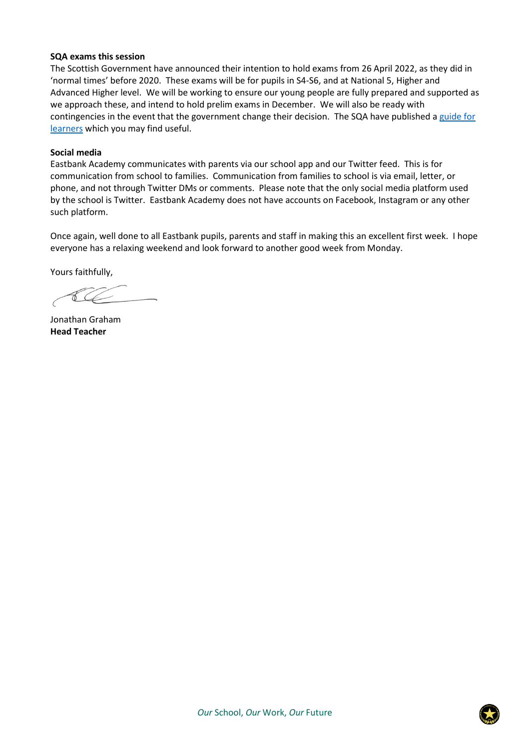**SQA exams this session**

The Scottish Government have announced their intention to hold exams from 26 April 2022, as they did in 'normal times' before 2020. These exams will be for pupils in S4-S6, and at National 5, Higher and Advanced Higher level. We will be working to ensure our young people are fully prepared and supported as we approach these, and intend to hold prelim exams in December. We will also be ready with contingencies in the event that the government change their decision. The SQA have published a guide for learners which you may find useful.

**Social media**

Eastbank Academy communicates with parents via our school app and our Twitter feed. This is for communication from school to families. Communication from families to school is via email, letter, or phone, and not through Twitter DMs or comments. Please note that the only social media platform used by the school is Twitter. Eastbank Academy does not have accounts on Facebook, Instagram or any other such platform.

Once again, well done to all Eastbank pupils, parents and staff in making this an excellent first week. I hope everyone has a relaxing weekend and look forward to another good week from Monday.

Yours faithfully,

Jonathan Graham
**Head Teacher**